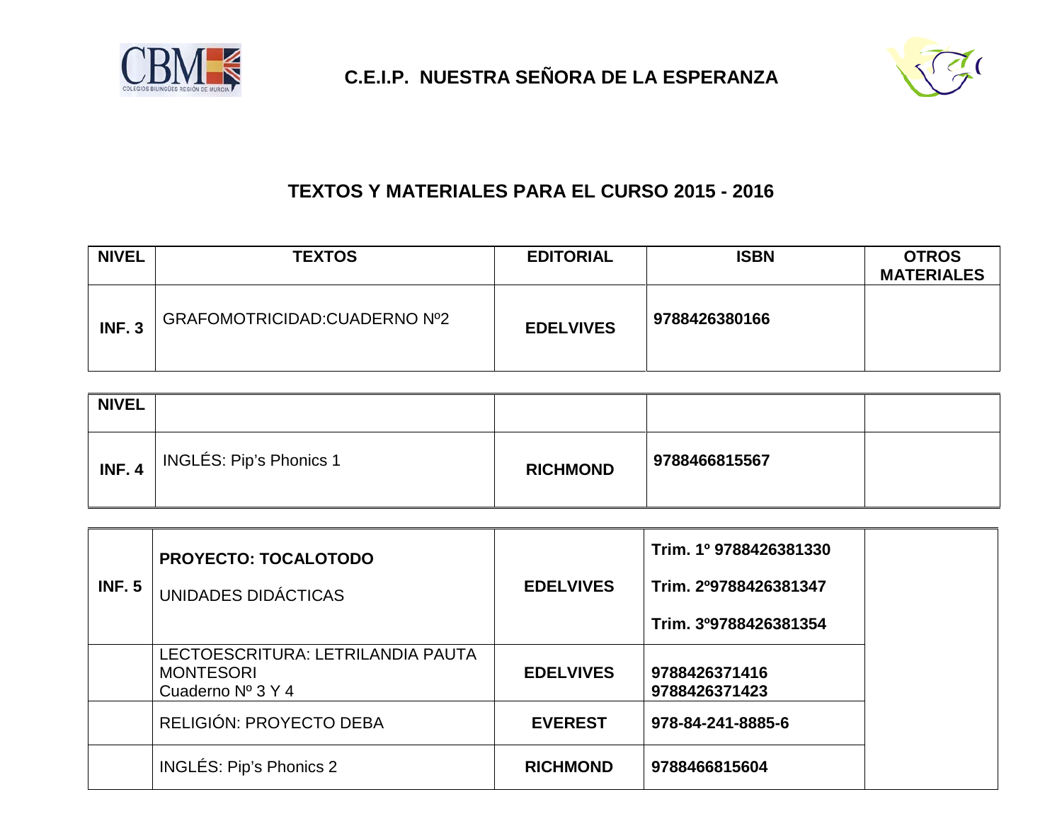# C.E.I.P. NUESTRA SEÑORA DE LA ESPERANZA

## TEXTOS Y MATERIALES PARA EL CURSO 2015 - 2016

| NIVEL | TEXTOS | EDITORIAL | ISBN | OTROS MATERIALES |
|---|---|---|---|---|
| **INF. 3** | GRAFOMOTRICIDAD:CUADERNO Nº2 | **EDELVIVES** | **9788426380166** | |

| NIVEL | | | | |
|---|---|---|---|---|
| **INF. 4** | INGLÉS: Pip's Phonics 1 | **RICHMOND** | **9788466815567** | |

| | | | | |
|---|---|---|---|---|
| **INF. 5** | **PROYECTO: TOCALOTODO**<br>UNIDADES DIDÁCTICAS | **EDELVIVES** | **Trim. 1º 9788426381330**<br>**Trim. 2º9788426381347**<br>**Trim. 3º9788426381354** | |
| | LECTOESCRITURA: LETRILANDIA PAUTA MONTESORI<br>Cuaderno Nº 3 Y 4 | **EDELVIVES** | **9788426371416**<br>**9788426371423** | |
| | RELIGIÓN: PROYECTO DEBA | **EVEREST** | **978-84-241-8885-6** | |
| | INGLÉS: Pip's Phonics 2 | **RICHMOND** | **9788466815604** | |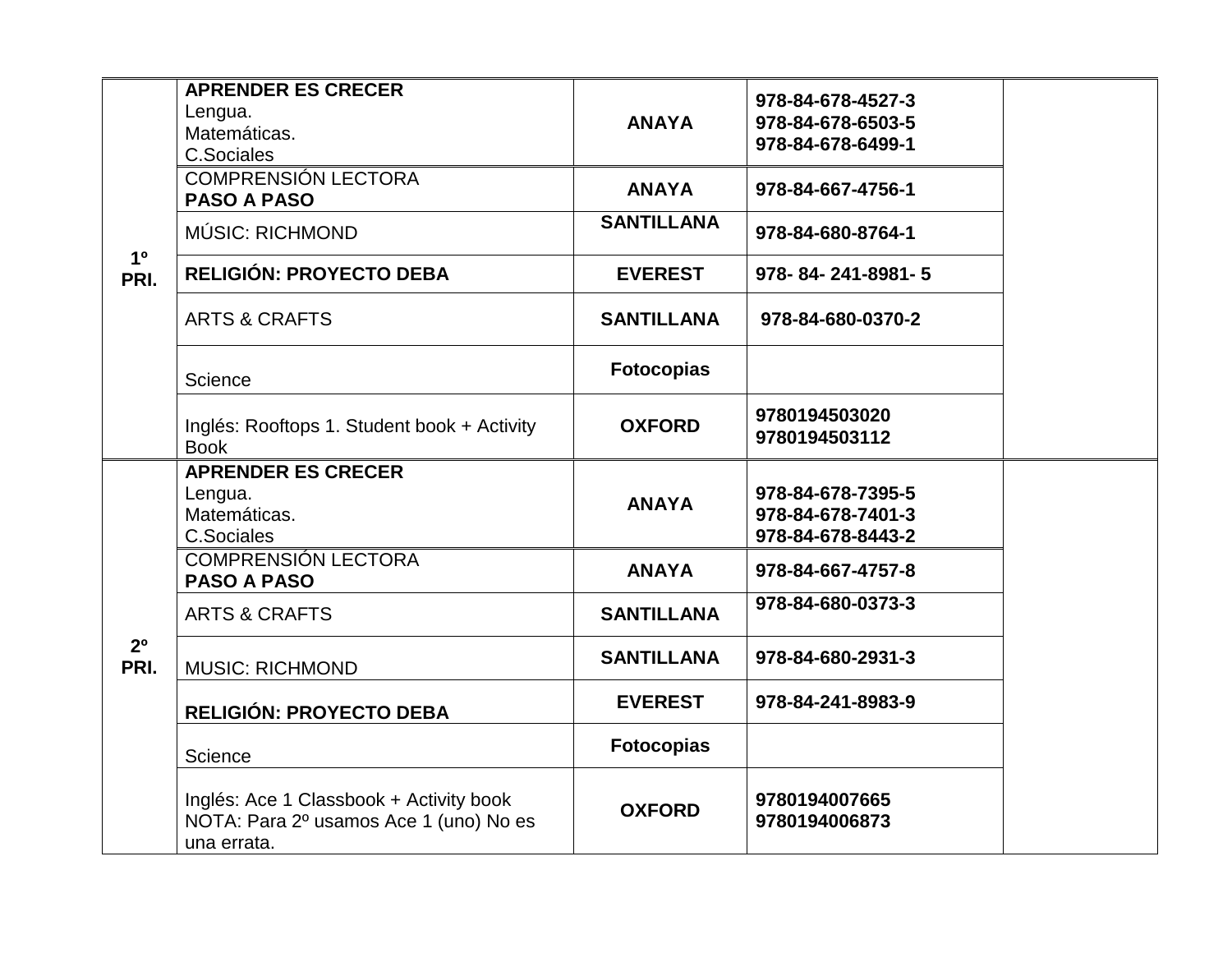| | | | | |
|---|---|---|---|---|
| **1º PRI.** | **APRENDER ES CRECER**<br>Lengua.<br>Matemáticas.<br>C.Sociales | **ANAYA** | **978-84-678-4527-3**<br>**978-84-678-6503-5**<br>**978-84-678-6499-1** | |
| | COMPRENSIÓN LECTORA<br>**PASO A PASO** | **ANAYA** | **978-84-667-4756-1** | |
| | MÚSIC: RICHMOND | **SANTILLANA** | **978-84-680-8764-1** | |
| | **RELIGIÓN: PROYECTO DEBA** | **EVEREST** | **978- 84- 241-8981- 5** | |
| | ARTS & CRAFTS | **SANTILLANA** | **978-84-680-0370-2** | |
| | Science | **Fotocopias** | | |
| | Inglés: Rooftops 1. Student book + Activity Book | **OXFORD** | **9780194503020**<br>**9780194503112** | |
| **2º PRI.** | **APRENDER ES CRECER**<br>Lengua.<br>Matemáticas.<br>C.Sociales | **ANAYA** | **978-84-678-7395-5**<br>**978-84-678-7401-3**<br>**978-84-678-8443-2** | |
| | COMPRENSIÓN LECTORA<br>**PASO A PASO** | **ANAYA** | **978-84-667-4757-8** | |
| | ARTS & CRAFTS | **SANTILLANA** | **978-84-680-0373-3** | |
| | MUSIC: RICHMOND | **SANTILLANA** | **978-84-680-2931-3** | |
| | **RELIGIÓN: PROYECTO DEBA** | **EVEREST** | **978-84-241-8983-9** | |
| | Science | **Fotocopias** | | |
| | Inglés: Ace 1 Classbook + Activity book<br>NOTA: Para 2º usamos Ace 1 (uno) No es una errata. | **OXFORD** | **9780194007665**<br>**9780194006873** | |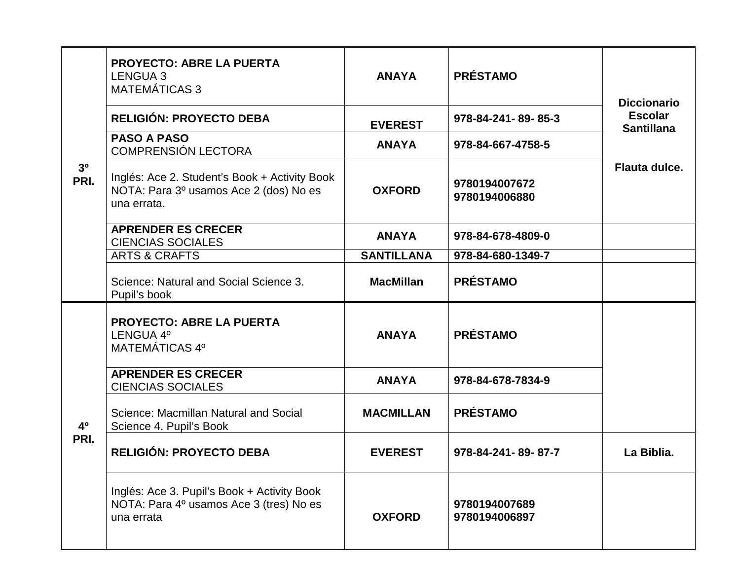| | | | | |
|---|---|---|---|---|
| **3º PRI.** | **PROYECTO: ABRE LA PUERTA**<br>LENGUA 3<br>MATEMÁTICAS 3 | **ANAYA** | **PRÉSTAMO** | **Diccionario Escolar Santillana**<br><br>**Flauta dulce.** |
| | **RELIGIÓN: PROYECTO DEBA** | **EVEREST** | **978-84-241- 89- 85-3** | |
| | **PASO A PASO**<br>COMPRENSIÓN LECTORA | **ANAYA** | **978-84-667-4758-5** | |
| | Inglés: Ace 2. Student's Book + Activity Book<br>NOTA: Para 3º usamos Ace 2 (dos) No es una errata. | **OXFORD** | **9780194007672**<br>**9780194006880** | |
| | **APRENDER ES CRECER**<br>CIENCIAS SOCIALES | **ANAYA** | **978-84-678-4809-0** | |
| | ARTS & CRAFTS | **SANTILLANA** | **978-84-680-1349-7** | |
| | Science: Natural and Social Science 3. Pupil's book | **MacMillan** | **PRÉSTAMO** | |
| **4º PRI.** | **PROYECTO: ABRE LA PUERTA**<br>LENGUA 4º<br>MATEMÁTICAS 4º | **ANAYA** | **PRÉSTAMO** | |
| | **APRENDER ES CRECER**<br>CIENCIAS SOCIALES | **ANAYA** | **978-84-678-7834-9** | |
| | Science: Macmillan Natural and Social Science 4. Pupil's Book | **MACMILLAN** | **PRÉSTAMO** | |
| | **RELIGIÓN: PROYECTO DEBA** | **EVEREST** | **978-84-241- 89- 87-7** | **La Biblia.** |
| | Inglés: Ace 3. Pupil's Book + Activity Book<br>NOTA: Para 4º usamos Ace 3 (tres) No es una errata | **OXFORD** | **9780194007689**<br>**9780194006897** | |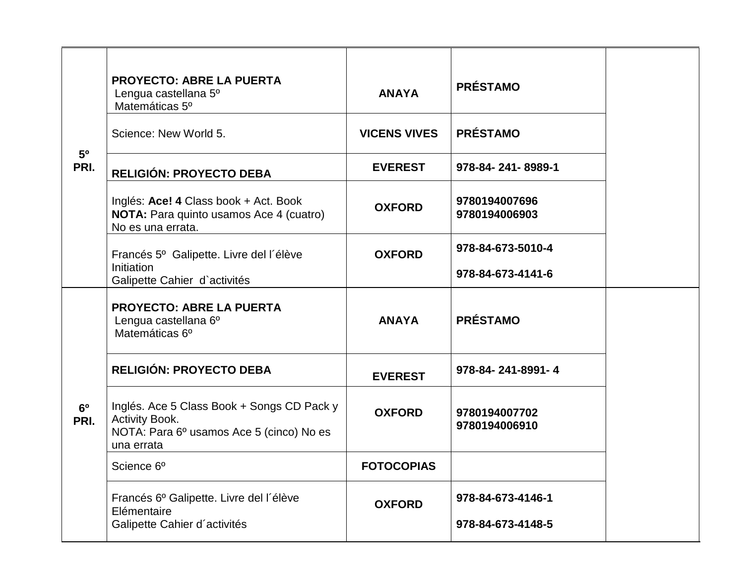| | | | | |
|---|---|---|---|---|
| **5º PRI.** | **PROYECTO: ABRE LA PUERTA**<br>Lengua castellana 5º<br>Matemáticas 5º | **ANAYA** | **PRÉSTAMO** | |
| | Science: New World 5. | **VICENS VIVES** | **PRÉSTAMO** | |
| | **RELIGIÓN: PROYECTO DEBA** | **EVEREST** | **978-84- 241- 8989-1** | |
| | Inglés: **Ace! 4** Class book + Act. Book<br>**NOTA:** Para quinto usamos Ace 4 (cuatro) No es una errata. | **OXFORD** | **9780194007696**<br>**9780194006903** | |
| | Francés 5º Galipette. Livre del l´élève Initiation<br>Galipette Cahier d`activités | **OXFORD** | **978-84-673-5010-4**<br>**978-84-673-4141-6** | |
| **6º PRI.** | **PROYECTO: ABRE LA PUERTA**<br>Lengua castellana 6º<br>Matemáticas 6º | **ANAYA** | **PRÉSTAMO** | |
| | **RELIGIÓN: PROYECTO DEBA** | **EVEREST** | **978-84- 241-8991- 4** | |
| | Inglés. Ace 5 Class Book + Songs CD Pack y Activity Book.<br>NOTA: Para 6º usamos Ace 5 (cinco) No es una errata | **OXFORD** | **9780194007702**<br>**9780194006910** | |
| | Science 6º | **FOTOCOPIAS** | | |
| | Francés 6º Galipette. Livre del l´élève Elémentaire<br>Galipette Cahier d´activités | **OXFORD** | **978-84-673-4146-1**<br>**978-84-673-4148-5** | |